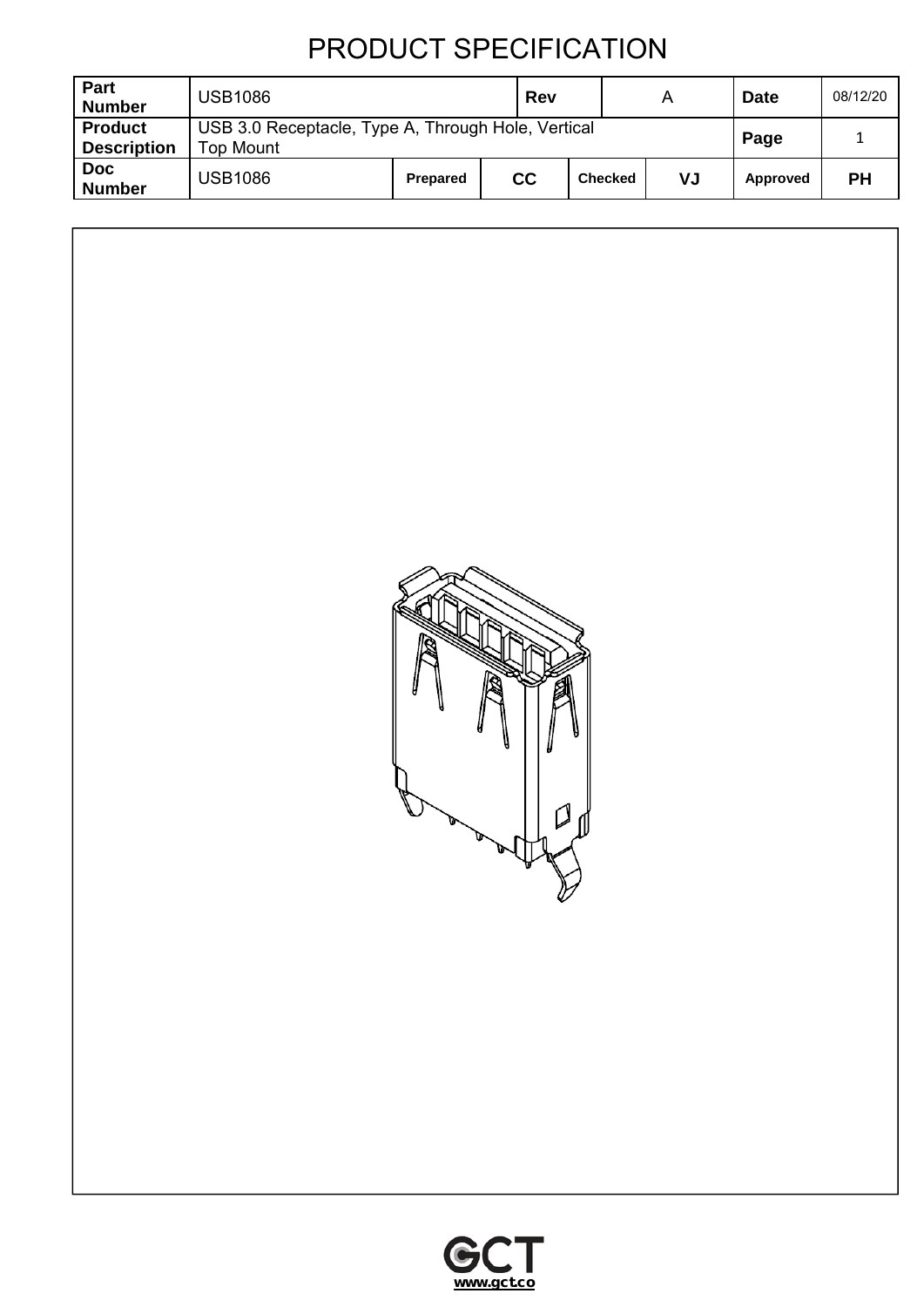# PRODUCT SPECIFICATION

| Part Number | USB1086 | | | Rev | A | | Date | 08/12/20 |
|---|---|---|---|---|---|---|---|---|
| Product Description | USB 3.0 Receptacle, Type A, Through Hole, Vertical Top Mount | | | | | | Page | 1 |
| Doc Number | USB1086 | Prepared | CC | Checked | VJ | | Approved | PH |

GCT
www.gct.co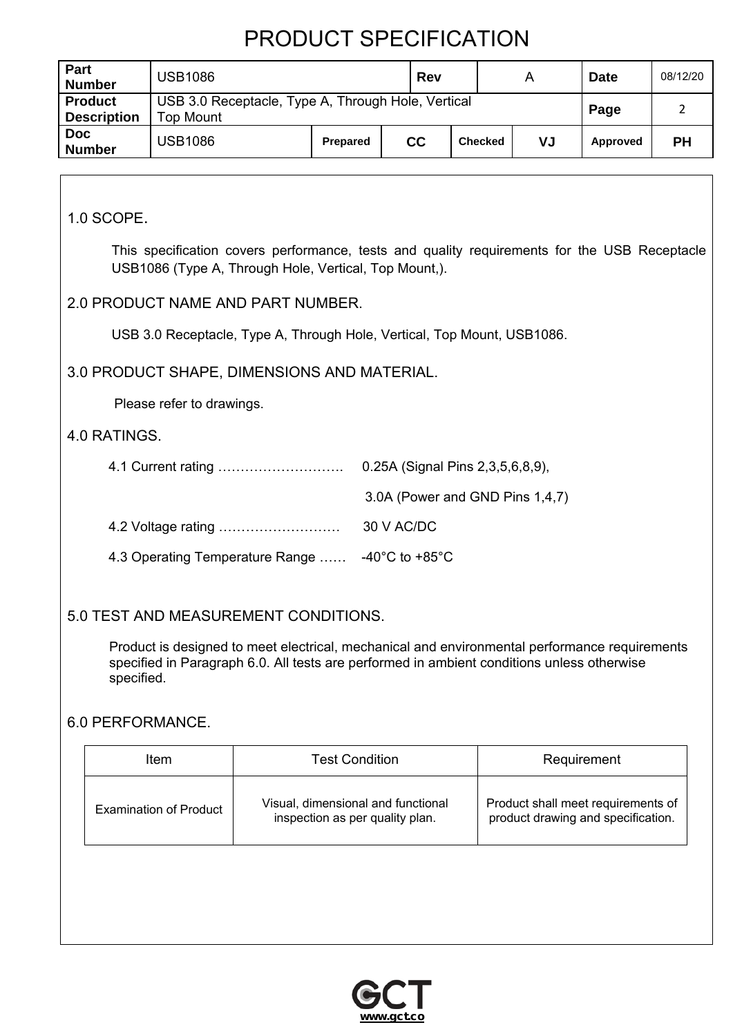# PRODUCT SPECIFICATION

| Part Number | USB1086 | | Rev | A | | Date | 08/12/20 |
|---|---|---|---|---|---|---|---|
| Product Description | USB 3.0 Receptacle, Type A, Through Hole, Vertical Top Mount | | | | | Page | 2 |
| Doc Number | USB1086 | Prepared | CC | Checked | VJ | Approved | PH |

## 1.0 SCOPE.

This specification covers performance, tests and quality requirements for the USB Receptacle USB1086 (Type A, Through Hole, Vertical, Top Mount,).

## 2.0 PRODUCT NAME AND PART NUMBER.

USB 3.0 Receptacle, Type A, Through Hole, Vertical, Top Mount, USB1086.

## 3.0 PRODUCT SHAPE, DIMENSIONS AND MATERIAL.

Please refer to drawings.

## 4.0 RATINGS.

4.1 Current rating ………………………. 0.25A (Signal Pins 2,3,5,6,8,9),

3.0A (Power and GND Pins 1,4,7)

4.2 Voltage rating ……………………… 30 V AC/DC

4.3 Operating Temperature Range …… -40°C to +85°C

## 5.0 TEST AND MEASUREMENT CONDITIONS.

Product is designed to meet electrical, mechanical and environmental performance requirements specified in Paragraph 6.0. All tests are performed in ambient conditions unless otherwise specified.

## 6.0 PERFORMANCE.

| Item | Test Condition | Requirement |
|---|---|---|
| Examination of Product | Visual, dimensional and functional inspection as per quality plan. | Product shall meet requirements of product drawing and specification. |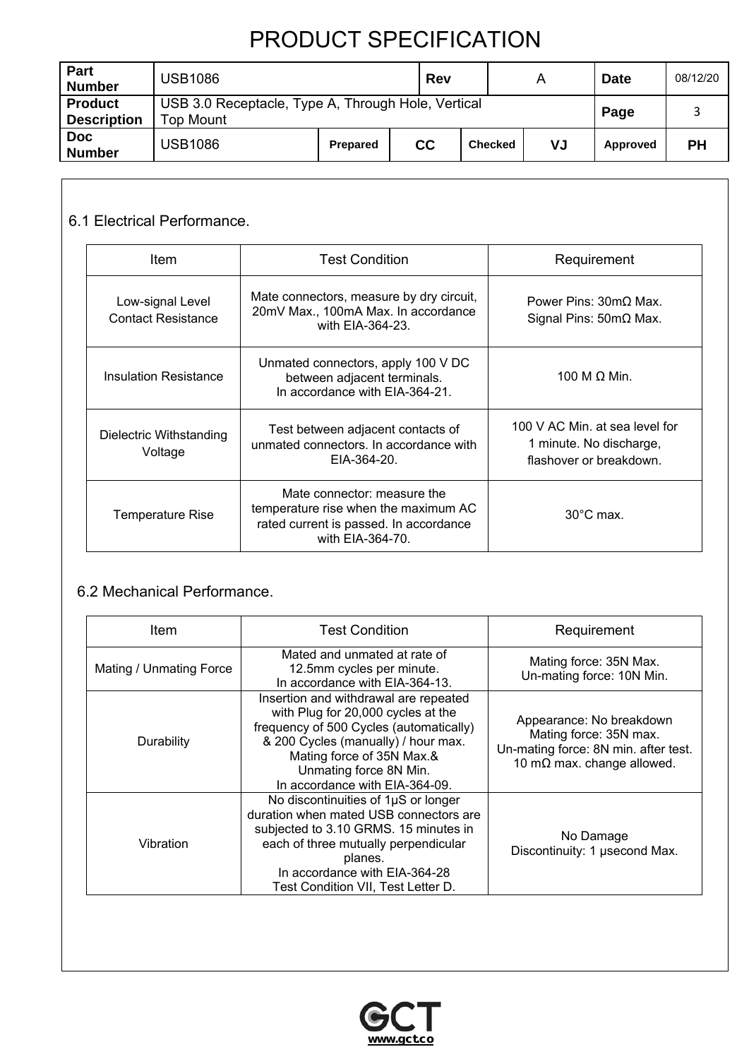# PRODUCT SPECIFICATION

| Part Number | USB1086 | | Rev | A | | Date | 08/12/20 |
|---|---|---|---|---|---|---|---|
| Product Description | USB 3.0 Receptacle, Type A, Through Hole, Vertical Top Mount | | | | | Page | 3 |
| Doc Number | USB1086 | Prepared | CC | Checked | VJ | Approved | PH |

## 6.1 Electrical Performance.

| Item | Test Condition | Requirement |
|---|---|---|
| Low-signal Level Contact Resistance | Mate connectors, measure by dry circuit, 20mV Max., 100mA Max. In accordance with EIA-364-23. | Power Pins: 30mΩ Max. Signal Pins: 50mΩ Max. |
| Insulation Resistance | Unmated connectors, apply 100 V DC between adjacent terminals. In accordance with EIA-364-21. | 100 M Ω Min. |
| Dielectric Withstanding Voltage | Test between adjacent contacts of unmated connectors. In accordance with EIA-364-20. | 100 V AC Min. at sea level for 1 minute. No discharge, flashover or breakdown. |
| Temperature Rise | Mate connector: measure the temperature rise when the maximum AC rated current is passed. In accordance with EIA-364-70. | 30°C max. |

## 6.2 Mechanical Performance.

| Item | Test Condition | Requirement |
|---|---|---|
| Mating / Unmating Force | Mated and unmated at rate of 12.5mm cycles per minute. In accordance with EIA-364-13. | Mating force: 35N Max. Un-mating force: 10N Min. |
| Durability | Insertion and withdrawal are repeated with Plug for 20,000 cycles at the frequency of 500 Cycles (automatically) & 200 Cycles (manually) / hour max. Mating force of 35N Max.& Unmating force 8N Min. In accordance with EIA-364-09. | Appearance: No breakdown Mating force: 35N max. Un-mating force: 8N min. after test. 10 mΩ max. change allowed. |
| Vibration | No discontinuities of 1μS or longer duration when mated USB connectors are subjected to 3.10 GRMS. 15 minutes in each of three mutually perpendicular planes. In accordance with EIA-364-28 Test Condition VII, Test Letter D. | No Damage Discontinuity: 1 μsecond Max. |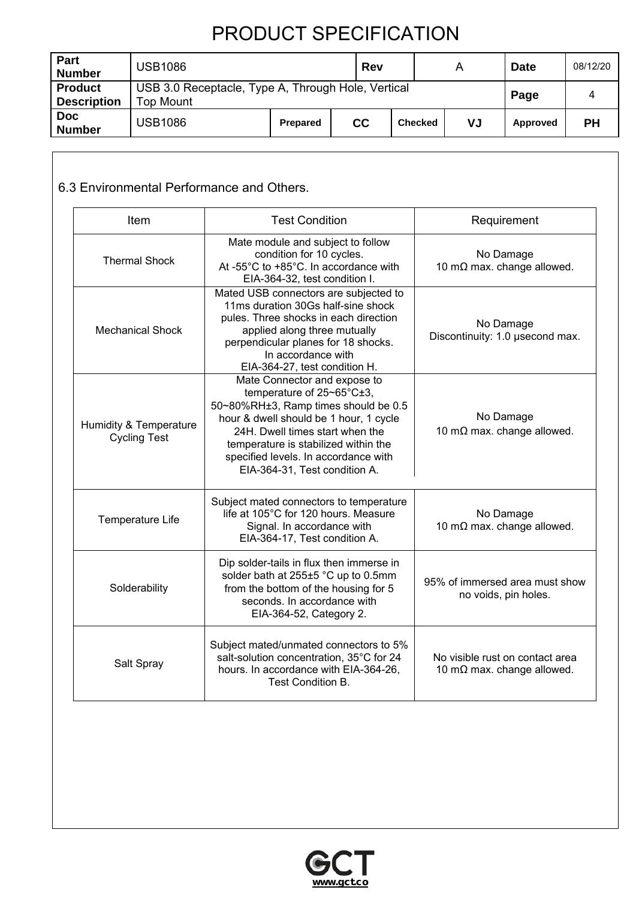# PRODUCT SPECIFICATION

| Part Number | USB1086 | | Rev | A | | Date | 08/12/20 |
|---|---|---|---|---|---|---|---|
| Product Description | USB 3.0 Receptacle, Type A, Through Hole, Vertical Top Mount | | | | | Page | 4 |
| Doc Number | USB1086 | Prepared | CC | Checked | VJ | Approved | PH |

## 6.3 Environmental Performance and Others.

| Item | Test Condition | Requirement |
|---|---|---|
| Thermal Shock | Mate module and subject to follow condition for 10 cycles. At -55°C to +85°C. In accordance with EIA-364-32, test condition I. | No Damage<br>10 mΩ max. change allowed. |
| Mechanical Shock | Mated USB connectors are subjected to 11ms duration 30Gs half-sine shock pules. Three shocks in each direction applied along three mutually perpendicular planes for 18 shocks. In accordance with EIA-364-27, test condition H. | No Damage<br>Discontinuity: 1.0 μsecond max. |
| Humidity & Temperature Cycling Test | Mate Connector and expose to temperature of 25~65°C±3, 50~80%RH±3, Ramp times should be 0.5 hour & dwell should be 1 hour, 1 cycle 24H. Dwell times start when the temperature is stabilized within the specified levels. In accordance with EIA-364-31, Test condition A. | No Damage<br>10 mΩ max. change allowed. |
| Temperature Life | Subject mated connectors to temperature life at 105°C for 120 hours. Measure Signal. In accordance with EIA-364-17, Test condition A. | No Damage<br>10 mΩ max. change allowed. |
| Solderability | Dip solder-tails in flux then immerse in solder bath at 255±5 °C up to 0.5mm from the bottom of the housing for 5 seconds. In accordance with EIA-364-52, Category 2. | 95% of immersed area must show no voids, pin holes. |
| Salt Spray | Subject mated/unmated connectors to 5% salt-solution concentration, 35°C for 24 hours. In accordance with EIA-364-26, Test Condition B. | No visible rust on contact area<br>10 mΩ max. change allowed. |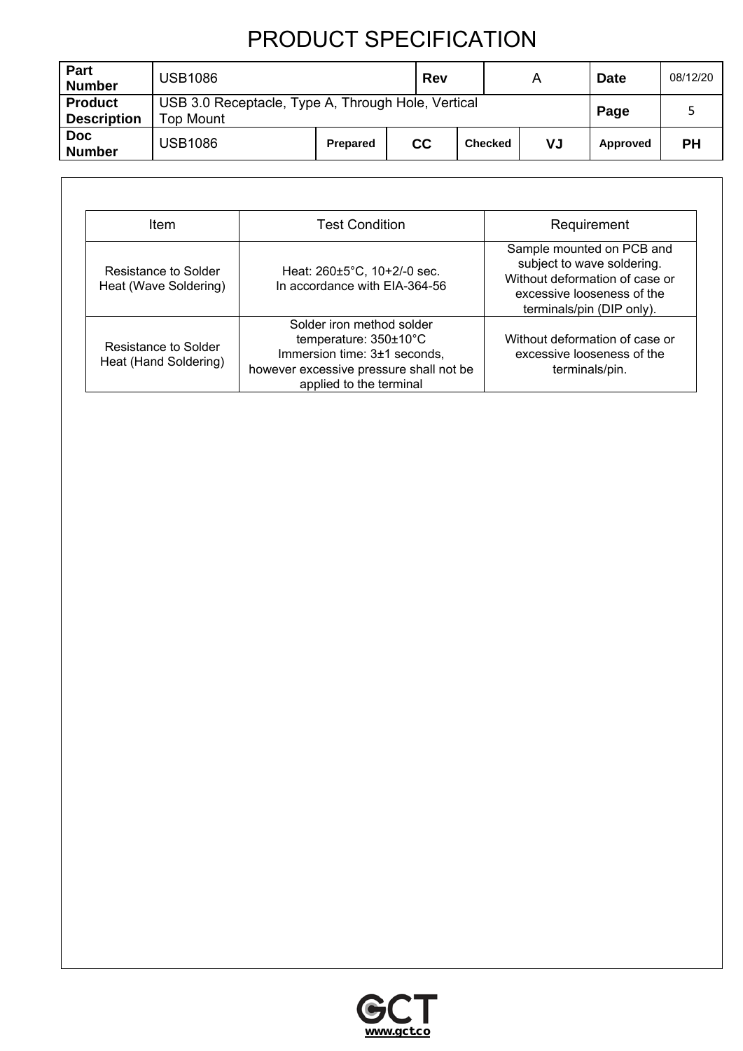# PRODUCT SPECIFICATION

| Part Number | USB1086 | | Rev | | A | Date | 08/12/20 |
|---|---|---|---|---|---|---|---|
| Product Description | USB 3.0 Receptacle, Type A, Through Hole, Vertical Top Mount | | | | | Page | 5 |
| Doc Number | USB1086 | Prepared | CC | Checked | VJ | Approved | PH |

| Item | Test Condition | Requirement |
|---|---|---|
| Resistance to Solder Heat (Wave Soldering) | Heat: 260±5°C, 10+2/-0 sec. In accordance with EIA-364-56 | Sample mounted on PCB and subject to wave soldering. Without deformation of case or excessive looseness of the terminals/pin (DIP only). |
| Resistance to Solder Heat (Hand Soldering) | Solder iron method solder temperature: 350±10°C Immersion time: 3±1 seconds, however excessive pressure shall not be applied to the terminal | Without deformation of case or excessive looseness of the terminals/pin. |

GCT
www.gct.co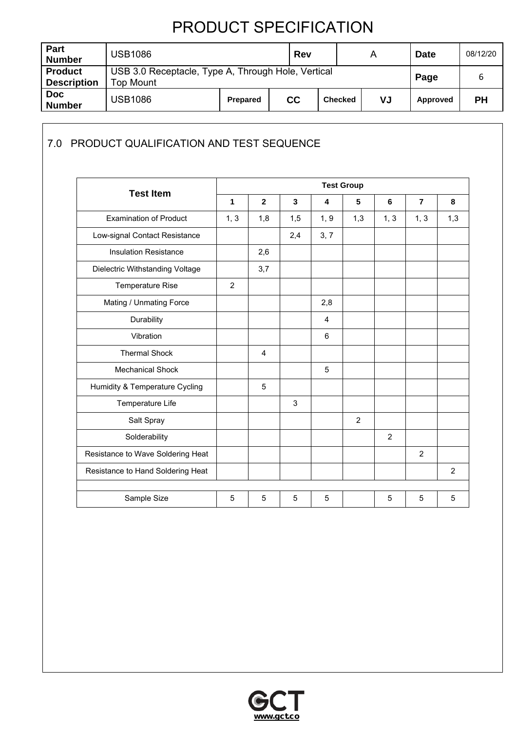# PRODUCT SPECIFICATION

| Part Number | USB1086 | | Rev | A | | Date | 08/12/20 |
|---|---|---|---|---|---|---|---|
| Product Description | USB 3.0 Receptacle, Type A, Through Hole, Vertical Top Mount | | | | | Page | 6 |
| Doc Number | USB1086 | Prepared | CC | Checked | VJ | Approved | PH |

## 7.0 PRODUCT QUALIFICATION AND TEST SEQUENCE

| Test Item | Test Group | | | | | | | |
|---|---|---|---|---|---|---|---|---|
| | 1 | 2 | 3 | 4 | 5 | 6 | 7 | 8 |
| Examination of Product | 1, 3 | 1,8 | 1,5 | 1, 9 | 1,3 | 1, 3 | 1, 3 | 1,3 |
| Low-signal Contact Resistance | | | 2,4 | 3, 7 | | | | |
| Insulation Resistance | | 2,6 | | | | | | |
| Dielectric Withstanding Voltage | | 3,7 | | | | | | |
| Temperature Rise | 2 | | | | | | | |
| Mating / Unmating Force | | | | 2,8 | | | | |
| Durability | | | | 4 | | | | |
| Vibration | | | | 6 | | | | |
| Thermal Shock | | 4 | | | | | | |
| Mechanical Shock | | | | 5 | | | | |
| Humidity & Temperature Cycling | | 5 | | | | | | |
| Temperature Life | | | 3 | | | | | |
| Salt Spray | | | | | 2 | | | |
| Solderability | | | | | | 2 | | |
| Resistance to Wave Soldering Heat | | | | | | | 2 | |
| Resistance to Hand Soldering Heat | | | | | | | | 2 |
| | | | | | | | | |
| Sample Size | 5 | 5 | 5 | 5 | | 5 | 5 | 5 |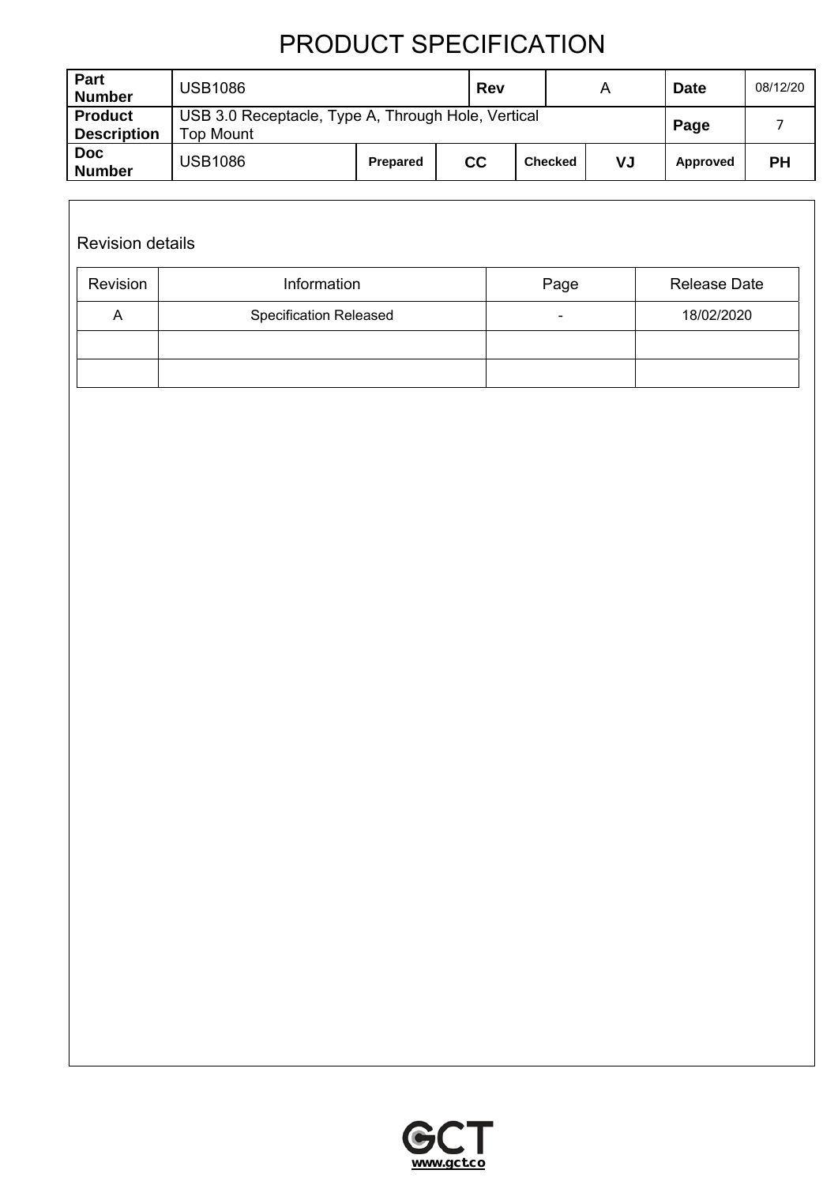# PRODUCT SPECIFICATION

| | | | | | | | | | |
|---|---|---|---|---|---|---|---|---|---|
| **Part Number** | USB1086 | | | **Rev** | A | | **Date** | 08/12/20 | |
| **Product Description** | USB 3.0 Receptacle, Type A, Through Hole, Vertical Top Mount | | | | | | **Page** | 7 | |
| **Doc Number** | USB1086 | **Prepared** | **CC** | **Checked** | **VJ** | | **Approved** | **PH** | |

Revision details

| Revision | Information | Page | Release Date |
|---|---|---|---|
| A | Specification Released | - | 18/02/2020 |
| | | | |
| | | | |

www.gct.co